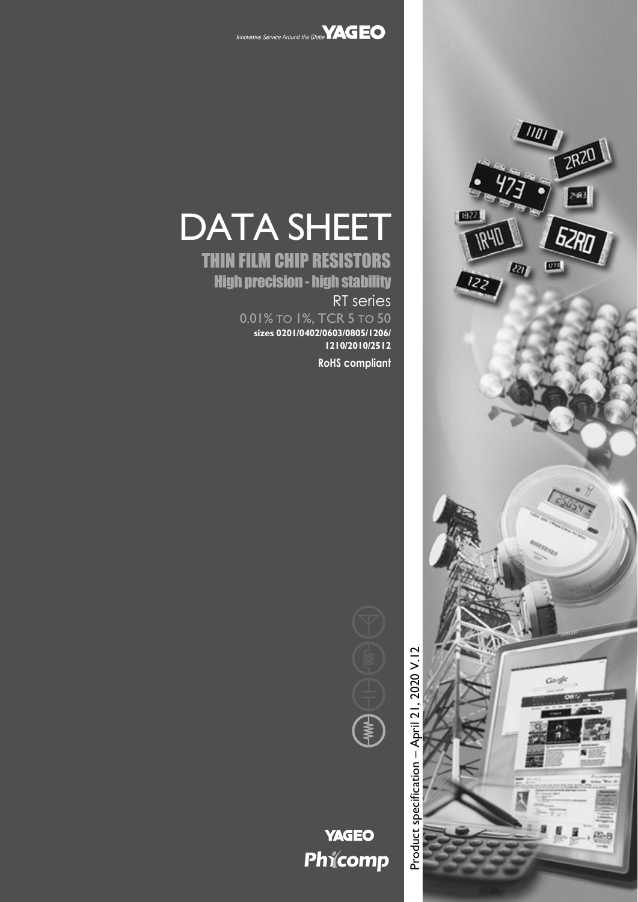Innovative Service Around the Globe **YAGEO**

# DATA SHEET

## THIN FILM CHIP RESISTORS

### High precision - high stability

RT series

0.01% TO 1%, TCR 5 TO 50

**sizes 0201/0402/0603/0805/1206/ 1210/2010/2512**

**RoHS compliant**

Product specification – April 21, 2020 V.12

**YAGEO**

**Phycomp**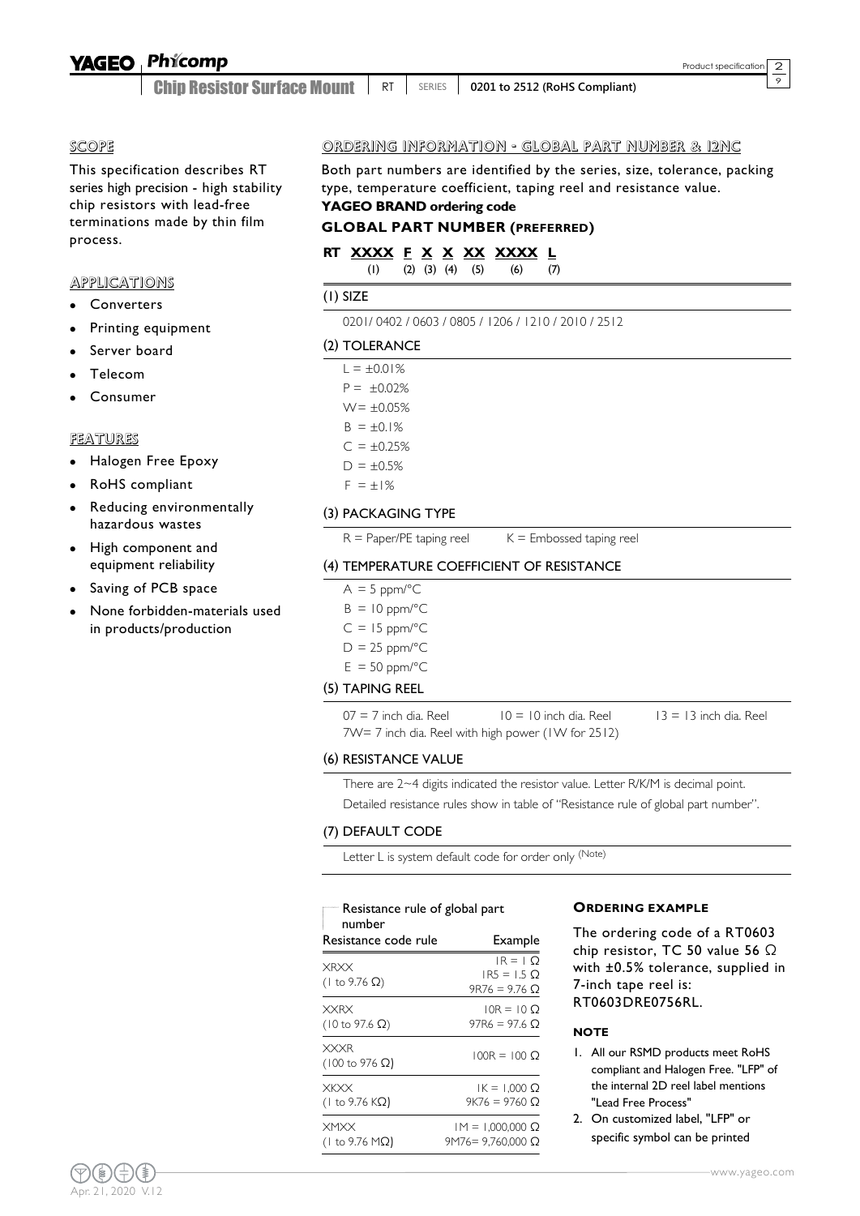## SCOPE

This specification describes RT series high precision - high stability chip resistors with lead-free terminations made by thin film process.

## APPLICATIONS

- Converters
- Printing equipment
- Server board
- Telecom
- Consumer

## FEATURES

- Halogen Free Epoxy
- RoHS compliant
- Reducing environmentally hazardous wastes
- High component and equipment reliability
- Saving of PCB space
- None forbidden-materials used in products/production

## ORDERING INFORMATION - GLOBAL PART NUMBER & 12NC

Both part numbers are identified by the series, size, tolerance, packing type, temperature coefficient, taping reel and resistance value.

**YAGEO BRAND ordering code**

### GLOBAL PART NUMBER (PREFERRED)

**RT XXXX F X X XX XXXX L**
(1) (2) (3) (4) (5) (6) (7)

#### (1) SIZE

0201/ 0402 / 0603 / 0805 / 1206 / 1210 / 2010 / 2512

#### (2) TOLERANCE

L = ±0.01%
P = ±0.02%
W= ±0.05%
B = ±0.1%
C = ±0.25%
D = ±0.5%
F = ±1%

#### (3) PACKAGING TYPE

R = Paper/PE taping reel    K = Embossed taping reel

#### (4) TEMPERATURE COEFFICIENT OF RESISTANCE

A = 5 ppm/°C
B = 10 ppm/°C
C = 15 ppm/°C
D = 25 ppm/°C
E = 50 ppm/°C

#### (5) TAPING REEL

07 = 7 inch dia. Reel    10 = 10 inch dia. Reel    13 = 13 inch dia. Reel
7W= 7 inch dia. Reel with high power (1W for 2512)

#### (6) RESISTANCE VALUE

There are 2~4 digits indicated the resistor value. Letter R/K/M is decimal point.
Detailed resistance rules show in table of "Resistance rule of global part number".

#### (7) DEFAULT CODE

Letter L is system default code for order only (Note)

Resistance rule of global part number

| Resistance code rule | Example |
|---|---|
| XRXX (1 to 9.76 Ω) | 1R = 1 Ω<br>1R5 = 1.5 Ω<br>9R76 = 9.76 Ω |
| XXRX (10 to 97.6 Ω) | 10R = 10 Ω<br>97R6 = 97.6 Ω |
| XXXR (100 to 976 Ω) | 100R = 100 Ω |
| XKXX (1 to 9.76 KΩ) | 1K = 1,000 Ω<br>9K76 = 9760 Ω |
| XMXX (1 to 9.76 MΩ) | 1M = 1,000,000 Ω<br>9M76= 9,760,000 Ω |

#### ORDERING EXAMPLE

The ordering code of a RT0603 chip resistor, TC 50 value 56 Ω with ±0.5% tolerance, supplied in 7-inch tape reel is: RT0603DRE0756RL.

#### NOTE

1. All our RSMD products meet RoHS compliant and Halogen Free. "LFP" of the internal 2D reel label mentions "Lead Free Process"
2. On customized label, "LFP" or specific symbol can be printed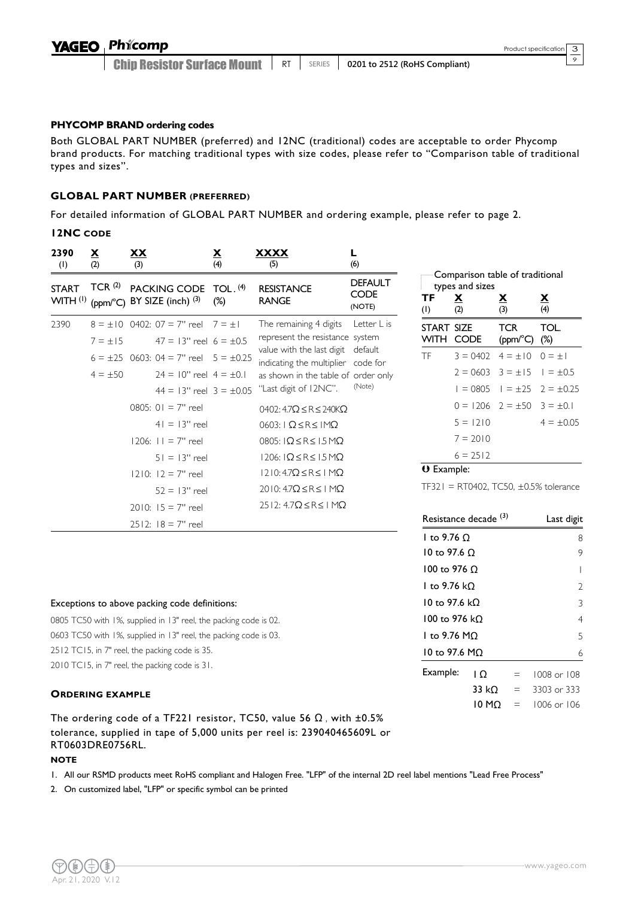### PHYCOMP BRAND ordering codes

Both GLOBAL PART NUMBER (preferred) and 12NC (traditional) codes are acceptable to order Phycomp brand products. For matching traditional types with size codes, please refer to "Comparison table of traditional types and sizes".

### GLOBAL PART NUMBER (PREFERRED)

For detailed information of GLOBAL PART NUMBER and ordering example, please refer to page 2.

### 12NC CODE

| 2390 (1) | X (2) | XX (3) | X (4) | XXXX (5) | L (6) |
|---|---|---|---|---|---|
| START WITH (1) | TCR (2) (ppm/°C) | PACKING CODE BY SIZE (inch) (3) | TOL. (4) (%) | RESISTANCE RANGE | DEFAULT CODE (NOTE) |
| 2390 | 8 = ±10 | 0402: 07 = 7" reel | 7 = ±1 | The remaining 4 digits represent the resistance value with the last digit indicating the multiplier as shown in the table of "Last digit of 12NC". | Letter L is system default code for order only (Note) |
| | 7 = ±15 | 47 = 13" reel | 6 = ±0.5 | | |
| | 6 = ±25 | 0603: 04 = 7" reel | 5 = ±0.25 | | |
| | 4 = ±50 | 24 = 10" reel | 4 = ±0.1 | | |
| | | 44 = 13" reel | 3 = ±0.05 | | |
| | | 0805: 01 = 7" reel | | 0402: 4.7Ω ≤ R ≤ 240KΩ | |
| | | 41 = 13" reel | | 0603: 1 Ω ≤ R ≤ 1MΩ | |
| | | 1206: 11 = 7" reel | | 0805: 1Ω ≤ R ≤ 1.5 MΩ | |
| | | 51 = 13" reel | | 1206: 1Ω ≤ R ≤ 1.5 MΩ | |
| | | 1210: 12 = 7" reel | | 1210: 4.7Ω ≤ R ≤ 1 MΩ | |
| | | 52 = 13" reel | | 2010: 4.7Ω ≤ R ≤ 1 MΩ | |
| | | 2010: 15 = 7" reel | | 2512: 4.7Ω ≤ R ≤ 1 MΩ | |
| | | 2512: 18 = 7" reel | | | |

Comparison table of traditional types and sizes

| TF (1) | X (2) | X (3) | X (4) |
|---|---|---|---|
| START WITH | SIZE CODE | TCR (ppm/°C) | TOL. (%) |
| TF | 3 = 0402 | 4 = ±10 | 0 = ±1 |
| | 2 = 0603 | 3 = ±15 | 1 = ±0.5 |
| | 1 = 0805 | 1 = ±25 | 2 = ±0.25 |
| | 0 = 1206 | 2 = ±50 | 3 = ±0.1 |
| | 5 = 1210 | | 4 = ±0.05 |
| | 7 = 2010 | | |
| | 6 = 2512 | | |

Example:

TF321 = RT0402, TC50, ±0.5% tolerance

| Resistance decade (3) | Last digit |
|---|---|
| 1 to 9.76 Ω | 8 |
| 10 to 97.6 Ω | 9 |
| 100 to 976 Ω | 1 |
| 1 to 9.76 kΩ | 2 |
| 10 to 97.6 kΩ | 3 |
| 100 to 976 kΩ | 4 |
| 1 to 9.76 MΩ | 5 |
| 10 to 97.6 MΩ | 6 |

Example: 1 Ω = 1008 or 108
33 kΩ = 3303 or 333
10 MΩ = 1006 or 106

Exceptions to above packing code definitions:

0805 TC50 with 1%, supplied in 13" reel, the packing code is 02.
0603 TC50 with 1%, supplied in 13" reel, the packing code is 03.
2512 TC15, in 7" reel, the packing code is 35.
2010 TC15, in 7" reel, the packing code is 31.

### ORDERING EXAMPLE

The ordering code of a TF221 resistor, TC50, value 56 Ω , with ±0.5% tolerance, supplied in tape of 5,000 units per reel is: 239040465609L or RT0603DRE0756RL.

#### NOTE

1. All our RSMD products meet RoHS compliant and Halogen Free. "LFP" of the internal 2D reel label mentions "Lead Free Process"
2. On customized label, "LFP" or specific symbol can be printed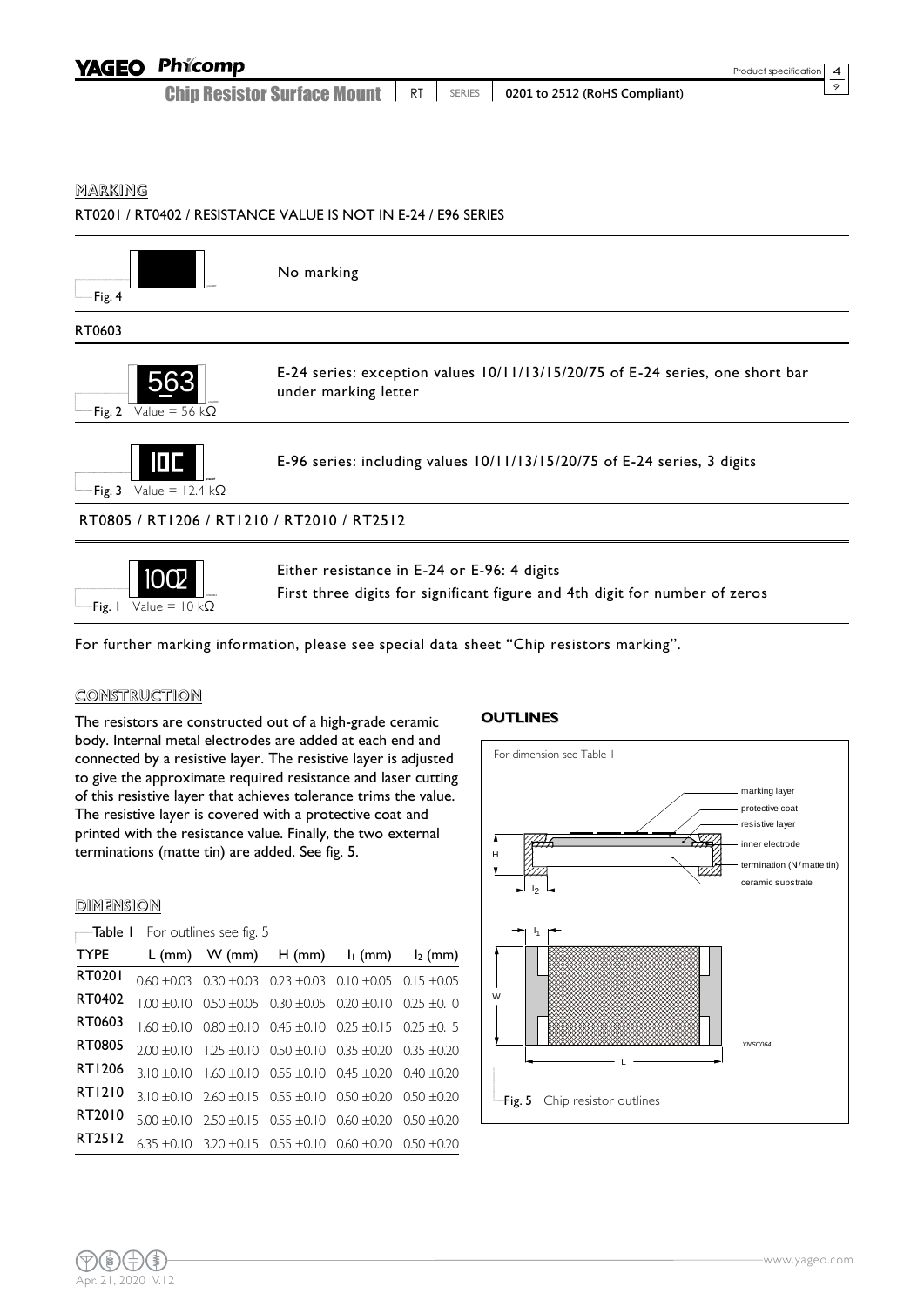## MARKING

RT0201 / RT0402 / RESISTANCE VALUE IS NOT IN E-24 / E96 SERIES

Fig. 4

No marking

RT0603

563

Fig. 2 Value = 56 kΩ

E-24 series: exception values 10/11/13/15/20/75 of E-24 series, one short bar under marking letter

10C

Fig. 3 Value = 12.4 kΩ

E-96 series: including values 10/11/13/15/20/75 of E-24 series, 3 digits

RT0805 / RT1206 / RT1210 / RT2010 / RT2512

1002

Fig. 1 Value = 10 kΩ

Either resistance in E-24 or E-96: 4 digits
First three digits for significant figure and 4th digit for number of zeros

For further marking information, please see special data sheet "Chip resistors marking".

## CONSTRUCTION

The resistors are constructed out of a high-grade ceramic body. Internal metal electrodes are added at each end and connected by a resistive layer. The resistive layer is adjusted to give the approximate required resistance and laser cutting of this resistive layer that achieves tolerance trims the value. The resistive layer is covered with a protective coat and printed with the resistance value. Finally, the two external terminations (matte tin) are added. See fig. 5.

## DIMENSION

Table 1 For outlines see fig. 5

| TYPE | L (mm) | W (mm) | H (mm) | $l_1$ (mm) | $l_2$ (mm) |
|---|---|---|---|---|---|
| RT0201 | 0.60 ±0.03 | 0.30 ±0.03 | 0.23 ±0.03 | 0.10 ±0.05 | 0.15 ±0.05 |
| RT0402 | 1.00 ±0.10 | 0.50 ±0.05 | 0.30 ±0.05 | 0.20 ±0.10 | 0.25 ±0.10 |
| RT0603 | 1.60 ±0.10 | 0.80 ±0.10 | 0.45 ±0.10 | 0.25 ±0.15 | 0.25 ±0.15 |
| RT0805 | 2.00 ±0.10 | 1.25 ±0.10 | 0.50 ±0.10 | 0.35 ±0.20 | 0.35 ±0.20 |
| RT1206 | 3.10 ±0.10 | 1.60 ±0.10 | 0.55 ±0.10 | 0.45 ±0.20 | 0.40 ±0.20 |
| RT1210 | 3.10 ±0.10 | 2.60 ±0.15 | 0.55 ±0.10 | 0.50 ±0.20 | 0.50 ±0.20 |
| RT2010 | 5.00 ±0.10 | 2.50 ±0.15 | 0.55 ±0.10 | 0.60 ±0.20 | 0.50 ±0.20 |
| RT2512 | 6.35 ±0.10 | 3.20 ±0.15 | 0.55 ±0.10 | 0.60 ±0.20 | 0.50 ±0.20 |

## OUTLINES

For dimension see Table 1

marking layer
protective coat
resistive layer
inner electrode
termination (Ni / matte tin)
ceramic substrate

H, $l_2$, $l_1$, W, L

YNSC064

Fig. 5 Chip resistor outlines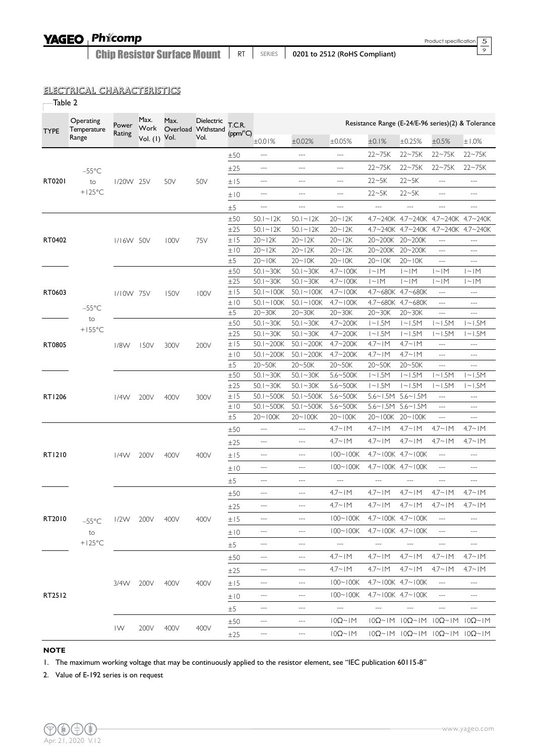## ELECTRICAL CHARACTERISTICS

Table 2

| TYPE | Operating Temperature Range | Power Rating | Max. Work Vol. (1) | Max. Overload Vol. | Dielectric Withstand Vol. | T.C.R. (ppm/°C) | Resistance Range (E-24/E-96 series)(2) & Tolerance | | | | | | |
|---|---|---|---|---|---|---|---|---|---|---|---|---|---|
| | | | | | | | ±0.01% | ±0.02% | ±0.05% | ±0.1% | ±0.25% | ±0.5% | ±1.0% |
| RT0201 | –55°C to +125°C | 1/20W | 25V | 50V | 50V | ±50 | --- | --- | --- | 22~75K | 22~75K | 22~75K | 22~75K |
| | | | | | | ±25 | --- | --- | --- | 22~75K | 22~75K | 22~75K | 22~75K |
| | | | | | | ±15 | --- | --- | --- | 22~5K | 22~5K | --- | --- |
| | | | | | | ±10 | --- | --- | --- | 22~5K | 22~5K | --- | --- |
| | | | | | | ±5 | --- | --- | --- | --- | --- | --- | --- |
| RT0402 | –55°C to +155°C | 1/16W | 50V | 100V | 75V | ±50 | 50.1~12K | 50.1~12K | 20~12K | 4.7~240K | 4.7~240K | 4.7~240K | 4.7~240K |
| | | | | | | ±25 | 50.1~12K | 50.1~12K | 20~12K | 4.7~240K | 4.7~240K | 4.7~240K | 4.7~240K |
| | | | | | | ±15 | 20~12K | 20~12K | 20~12K | 20~200K | 20~200K | --- | --- |
| | | | | | | ±10 | 20~12K | 20~12K | 20~12K | 20~200K | 20~200K | --- | --- |
| | | | | | | ±5 | 20~10K | 20~10K | 20~10K | 20~10K | 20~10K | --- | --- |
| RT0603 | | 1/10W | 75V | 150V | 100V | ±50 | 50.1~30K | 50.1~30K | 4.7~100K | 1~1M | 1~1M | 1~1M | 1~1M |
| | | | | | | ±25 | 50.1~30K | 50.1~30K | 4.7~100K | 1~1M | 1~1M | 1~1M | 1~1M |
| | | | | | | ±15 | 50.1~100K | 50.1~100K | 4.7~100K | 4.7~680K | 4.7~680K | --- | --- |
| | | | | | | ±10 | 50.1~100K | 50.1~100K | 4.7~100K | 4.7~680K | 4.7~680K | --- | --- |
| | | | | | | ±5 | 20~30K | 20~30K | 20~30K | 20~30K | 20~30K | --- | --- |
| RT0805 | | 1/8W | 150V | 300V | 200V | ±50 | 50.1~30K | 50.1~30K | 4.7~200K | 1~1.5M | 1~1.5M | 1~1.5M | 1~1.5M |
| | | | | | | ±25 | 50.1~30K | 50.1~30K | 4.7~200K | 1~1.5M | 1~1.5M | 1~1.5M | 1~1.5M |
| | | | | | | ±15 | 50.1~200K | 50.1~200K | 4.7~200K | 4.7~1M | 4.7~1M | --- | --- |
| | | | | | | ±10 | 50.1~200K | 50.1~200K | 4.7~200K | 4.7~1M | 4.7~1M | --- | --- |
| | | | | | | ±5 | 20~50K | 20~50K | 20~50K | 20~50K | 20~50K | --- | --- |
| RT1206 | | 1/4W | 200V | 400V | 300V | ±50 | 50.1~30K | 50.1~30K | 5.6~500K | 1~1.5M | 1~1.5M | 1~1.5M | 1~1.5M |
| | | | | | | ±25 | 50.1~30K | 50.1~30K | 5.6~500K | 1~1.5M | 1~1.5M | 1~1.5M | 1~1.5M |
| | | | | | | ±15 | 50.1~500K | 50.1~500K | 5.6~500K | 5.6~1.5M | 5.6~1.5M | --- | --- |
| | | | | | | ±10 | 50.1~500K | 50.1~500K | 5.6~500K | 5.6~1.5M | 5.6~1.5M | --- | --- |
| | | | | | | ±5 | 20~100K | 20~100K | 20~100K | 20~100K | 20~100K | --- | --- |
| RT1210 | –55°C to +125°C | 1/4W | 200V | 400V | 400V | ±50 | --- | --- | 4.7~1M | 4.7~1M | 4.7~1M | 4.7~1M | 4.7~1M |
| | | | | | | ±25 | --- | --- | 4.7~1M | 4.7~1M | 4.7~1M | 4.7~1M | 4.7~1M |
| | | | | | | ±15 | --- | --- | 100~100K | 4.7~100K | 4.7~100K | --- | --- |
| | | | | | | ±10 | --- | --- | 100~100K | 4.7~100K | 4.7~100K | --- | --- |
| | | | | | | ±5 | --- | --- | --- | --- | --- | --- | --- |
| RT2010 | | 1/2W | 200V | 400V | 400V | ±50 | --- | --- | 4.7~1M | 4.7~1M | 4.7~1M | 4.7~1M | 4.7~1M |
| | | | | | | ±25 | --- | --- | 4.7~1M | 4.7~1M | 4.7~1M | 4.7~1M | 4.7~1M |
| | | | | | | ±15 | --- | --- | 100~100K | 4.7~100K | 4.7~100K | --- | --- |
| | | | | | | ±10 | --- | --- | 100~100K | 4.7~100K | 4.7~100K | --- | --- |
| | | | | | | ±5 | --- | --- | --- | --- | --- | --- | --- |
| RT2512 | | 3/4W | 200V | 400V | 400V | ±50 | --- | --- | 4.7~1M | 4.7~1M | 4.7~1M | 4.7~1M | 4.7~1M |
| | | | | | | ±25 | --- | --- | 4.7~1M | 4.7~1M | 4.7~1M | 4.7~1M | 4.7~1M |
| | | | | | | ±15 | --- | --- | 100~100K | 4.7~100K | 4.7~100K | --- | --- |
| | | | | | | ±10 | --- | --- | 100~100K | 4.7~100K | 4.7~100K | --- | --- |
| | | | | | | ±5 | --- | --- | --- | --- | --- | --- | --- |
| | | 1W | 200V | 400V | 400V | ±50 | --- | --- | 10Ω~1M | 10Ω~1M | 10Ω~1M | 10Ω~1M | 10Ω~1M |
| | | | | | | ±25 | --- | --- | 10Ω~1M | 10Ω~1M | 10Ω~1M | 10Ω~1M | 10Ω~1M |

**NOTE**

1. The maximum working voltage that may be continuously applied to the resistor element, see "IEC publication 60115-8"
2. Value of E-192 series is on request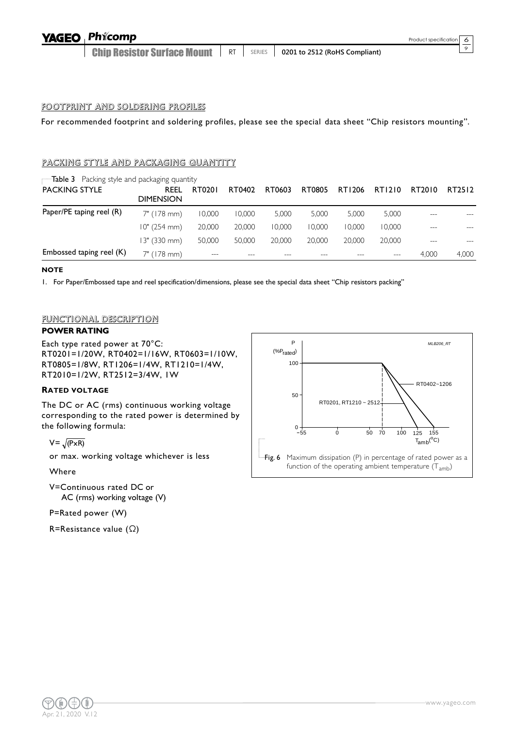## FOOTPRINT AND SOLDERING PROFILES

For recommended footprint and soldering profiles, please see the special data sheet "Chip resistors mounting".

## PACKING STYLE AND PACKAGING QUANTITY

Table 3 Packing style and packaging quantity

| PACKING STYLE | REEL DIMENSION | RT0201 | RT0402 | RT0603 | RT0805 | RT1206 | RT1210 | RT2010 | RT2512 |
|---|---|---|---|---|---|---|---|---|---|
| Paper/PE taping reel (R) | 7" (178 mm) | 10,000 | 10,000 | 5,000 | 5,000 | 5,000 | 5,000 | --- | --- |
| | 10" (254 mm) | 20,000 | 20,000 | 10,000 | 10,000 | 10,000 | 10,000 | --- | --- |
| | 13" (330 mm) | 50,000 | 50,000 | 20,000 | 20,000 | 20,000 | 20,000 | --- | --- |
| Embossed taping reel (K) | 7" (178 mm) | --- | --- | --- | --- | --- | --- | 4,000 | 4,000 |

**NOTE**

1. For Paper/Embossed tape and reel specification/dimensions, please see the special data sheet "Chip resistors packing"

## FUNCTIONAL DESCRIPTION

### POWER RATING

Each type rated power at 70°C:
RT0201=1/20W, RT0402=1/16W, RT0603=1/10W, RT0805=1/8W, RT1206=1/4W, RT1210=1/4W, RT2010=1/2W, RT2512=3/4W, 1W

### RATED VOLTAGE

The DC or AC (rms) continuous working voltage corresponding to the rated power is determined by the following formula:

$V = \sqrt{(P \times R)}$

or max. working voltage whichever is less

Where

V=Continuous rated DC or AC (rms) working voltage (V)

P=Rated power (W)

R=Resistance value (Ω)

Fig. 6 Maximum dissipation (P) in percentage of rated power as a function of the operating ambient temperature ($T_{amb}$)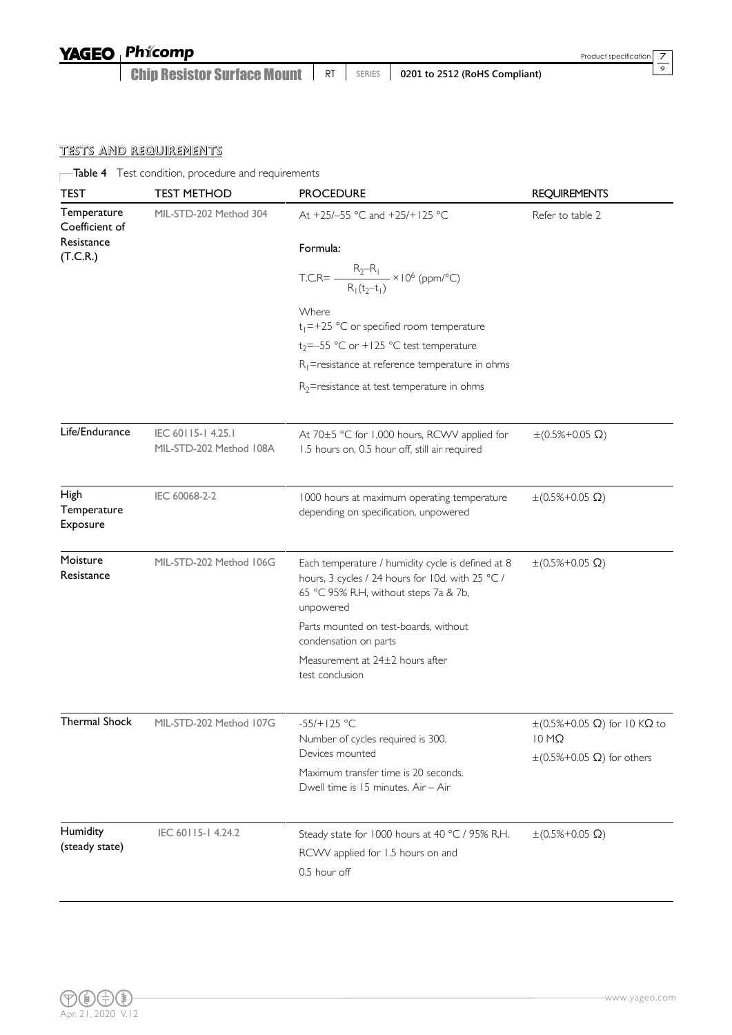## TESTS AND REQUIREMENTS

Table 4 Test condition, procedure and requirements

| TEST | TEST METHOD | PROCEDURE | REQUIREMENTS |
|---|---|---|---|
| Temperature Coefficient of Resistance (T.C.R.) | MIL-STD-202 Method 304 | At +25/–55 °C and +25/+125 °C<br><br>Formula:<br><br>$T.C.R = \frac{R_2 - R_1}{R_1(t_2 - t_1)} \times 10^6$ (ppm/°C)<br><br>Where<br>$t_1$=+25 °C or specified room temperature<br>$t_2$=–55 °C or +125 °C test temperature<br>$R_1$=resistance at reference temperature in ohms<br>$R_2$=resistance at test temperature in ohms | Refer to table 2 |
| Life/Endurance | IEC 60115-1 4.25.1<br>MIL-STD-202 Method 108A | At 70±5 °C for 1,000 hours, RCWV applied for 1.5 hours on, 0.5 hour off, still air required | ±(0.5%+0.05 Ω) |
| High Temperature Exposure | IEC 60068-2-2 | 1000 hours at maximum operating temperature depending on specification, unpowered | ±(0.5%+0.05 Ω) |
| Moisture Resistance | MIL-STD-202 Method 106G | Each temperature / humidity cycle is defined at 8 hours, 3 cycles / 24 hours for 10d. with 25 °C / 65 °C 95% R.H, without steps 7a & 7b, unpowered<br><br>Parts mounted on test-boards, without condensation on parts<br><br>Measurement at 24±2 hours after test conclusion | ±(0.5%+0.05 Ω) |
| Thermal Shock | MIL-STD-202 Method 107G | -55/+125 °C<br>Number of cycles required is 300.<br>Devices mounted<br><br>Maximum transfer time is 20 seconds.<br>Dwell time is 15 minutes. Air – Air | ±(0.5%+0.05 Ω) for 10 KΩ to 10 MΩ<br>±(0.5%+0.05 Ω) for others |
| Humidity (steady state) | IEC 60115-1 4.24.2 | Steady state for 1000 hours at 40 °C / 95% R.H.<br>RCWV applied for 1.5 hours on and<br>0.5 hour off | ±(0.5%+0.05 Ω) |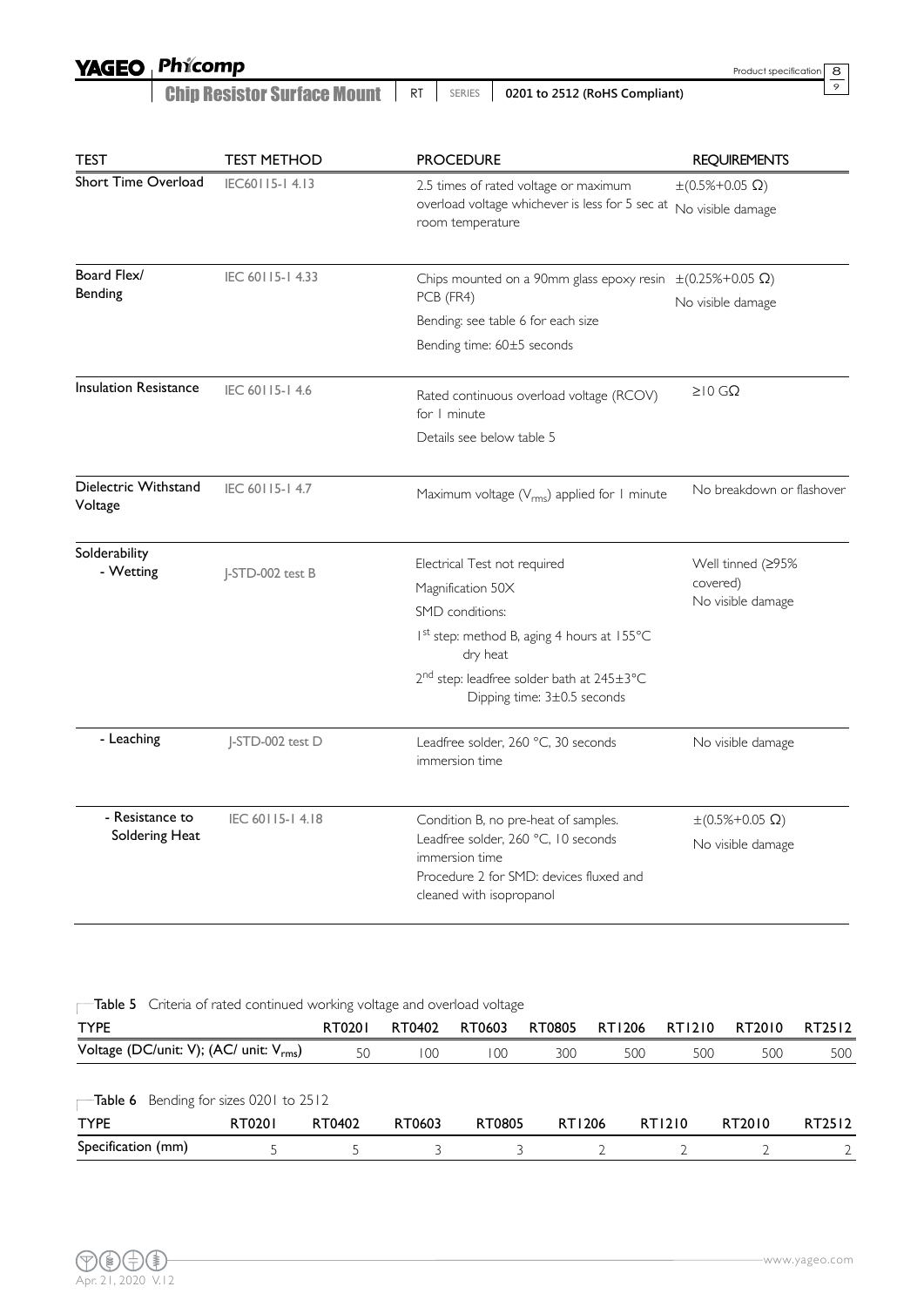| TEST | TEST METHOD | PROCEDURE | REQUIREMENTS |
|---|---|---|---|
| Short Time Overload | IEC60115-1 4.13 | 2.5 times of rated voltage or maximum overload voltage whichever is less for 5 sec at room temperature | ±(0.5%+0.05 Ω)<br>No visible damage |
| Board Flex/ Bending | IEC 60115-1 4.33 | Chips mounted on a 90mm glass epoxy resin PCB (FR4)<br>Bending: see table 6 for each size<br>Bending time: 60±5 seconds | ±(0.25%+0.05 Ω)<br>No visible damage |
| Insulation Resistance | IEC 60115-1 4.6 | Rated continuous overload voltage (RCOV) for 1 minute<br>Details see below table 5 | ≥10 GΩ |
| Dielectric Withstand Voltage | IEC 60115-1 4.7 | Maximum voltage ($V_{rms}$) applied for 1 minute | No breakdown or flashover |
| Solderability<br>- Wetting | J-STD-002 test B | Electrical Test not required<br>Magnification 50X<br>SMD conditions:<br>1st step: method B, aging 4 hours at 155°C dry heat<br>2nd step: leadfree solder bath at 245±3°C Dipping time: 3±0.5 seconds | Well tinned (≥95% covered)<br>No visible damage |
| - Leaching | J-STD-002 test D | Leadfree solder, 260 °C, 30 seconds immersion time | No visible damage |
| - Resistance to Soldering Heat | IEC 60115-1 4.18 | Condition B, no pre-heat of samples.<br>Leadfree solder, 260 °C, 10 seconds immersion time<br>Procedure 2 for SMD: devices fluxed and cleaned with isopropanol | ±(0.5%+0.05 Ω)<br>No visible damage |

**Table 5** Criteria of rated continued working voltage and overload voltage

| TYPE | RT0201 | RT0402 | RT0603 | RT0805 | RT1206 | RT1210 | RT2010 | RT2512 |
|---|---|---|---|---|---|---|---|---|
| Voltage (DC/unit: V); (AC/ unit: $V_{rms}$) | 50 | 100 | 100 | 300 | 500 | 500 | 500 | 500 |

**Table 6** Bending for sizes 0201 to 2512

| TYPE | RT0201 | RT0402 | RT0603 | RT0805 | RT1206 | RT1210 | RT2010 | RT2512 |
|---|---|---|---|---|---|---|---|---|
| Specification (mm) | 5 | 5 | 3 | 3 | 2 | 2 | 2 | 2 |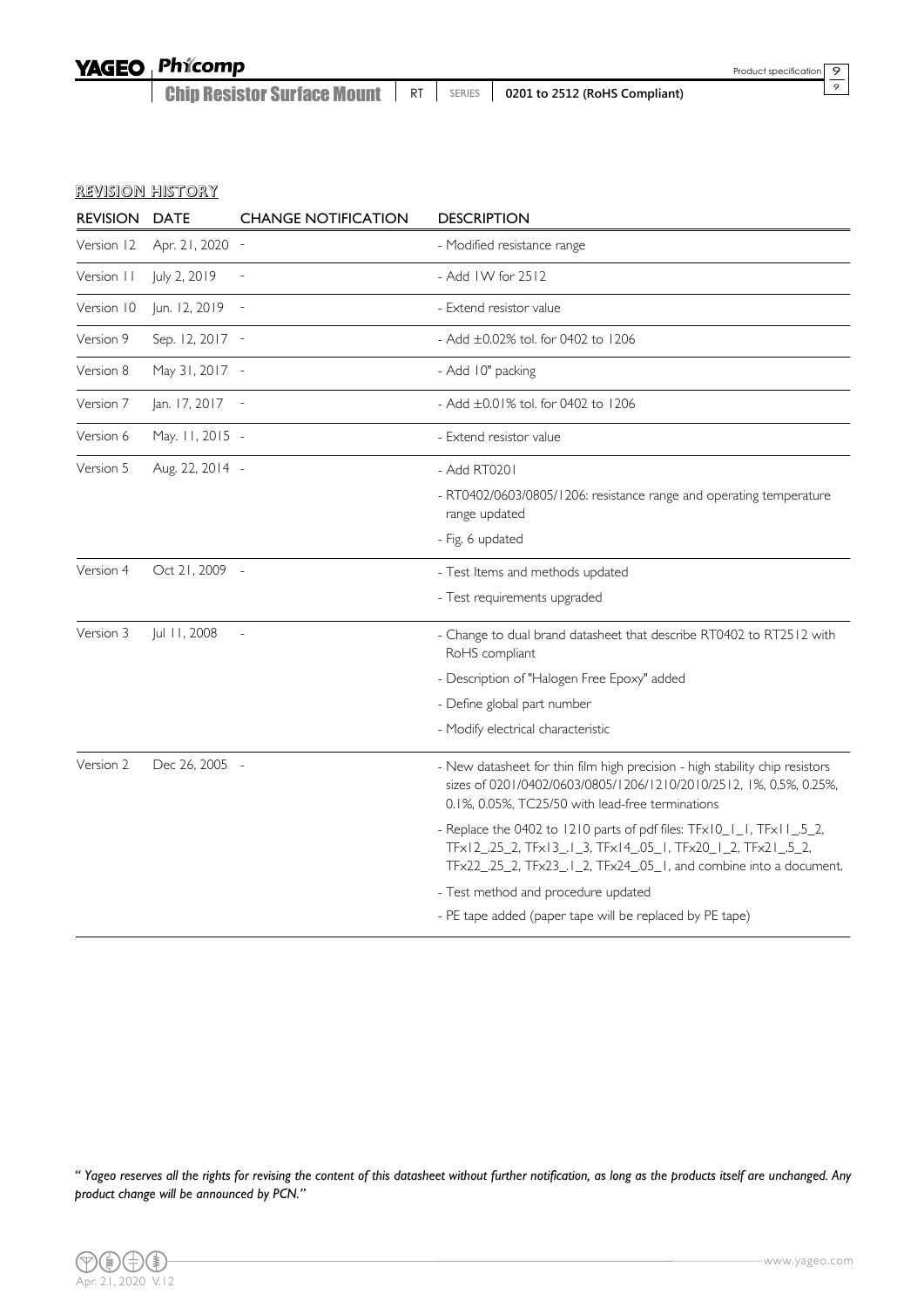## REVISION HISTORY

| REVISION | DATE | CHANGE NOTIFICATION | DESCRIPTION |
|---|---|---|---|
| Version 12 | Apr. 21, 2020 | - | - Modified resistance range |
| Version 11 | July 2, 2019 | - | - Add 1W for 2512 |
| Version 10 | Jun. 12, 2019 | - | - Extend resistor value |
| Version 9 | Sep. 12, 2017 | - | - Add ±0.02% tol. for 0402 to 1206 |
| Version 8 | May 31, 2017 | - | - Add 10" packing |
| Version 7 | Jan. 17, 2017 | - | - Add ±0.01% tol. for 0402 to 1206 |
| Version 6 | May. 11, 2015 | - | - Extend resistor value |
| Version 5 | Aug. 22, 2014 | - | - Add RT0201<br>- RT0402/0603/0805/1206: resistance range and operating temperature range updated<br>- Fig. 6 updated |
| Version 4 | Oct 21, 2009 | - | - Test Items and methods updated<br>- Test requirements upgraded |
| Version 3 | Jul 11, 2008 | - | - Change to dual brand datasheet that describe RT0402 to RT2512 with RoHS compliant<br>- Description of "Halogen Free Epoxy" added<br>- Define global part number<br>- Modify electrical characteristic |
| Version 2 | Dec 26, 2005 | - | - New datasheet for thin film high precision - high stability chip resistors sizes of 0201/0402/0603/0805/1206/1210/2010/2512, 1%, 0.5%, 0.25%, 0.1%, 0.05%, TC25/50 with lead-free terminations<br>- Replace the 0402 to 1210 parts of pdf files: TFx10_1_1, TFx11_.5_2, TFx12_.25_2, TFx13_.1_3, TFx14_.05_1, TFx20_1_2, TFx21_.5_2, TFx22_.25_2, TFx23_.1_2, TFx24_.05_1, and combine into a document.<br>- Test method and procedure updated<br>- PE tape added (paper tape will be replaced by PE tape) |

*" Yageo reserves all the rights for revising the content of this datasheet without further notification, as long as the products itself are unchanged. Any product change will be announced by PCN."*